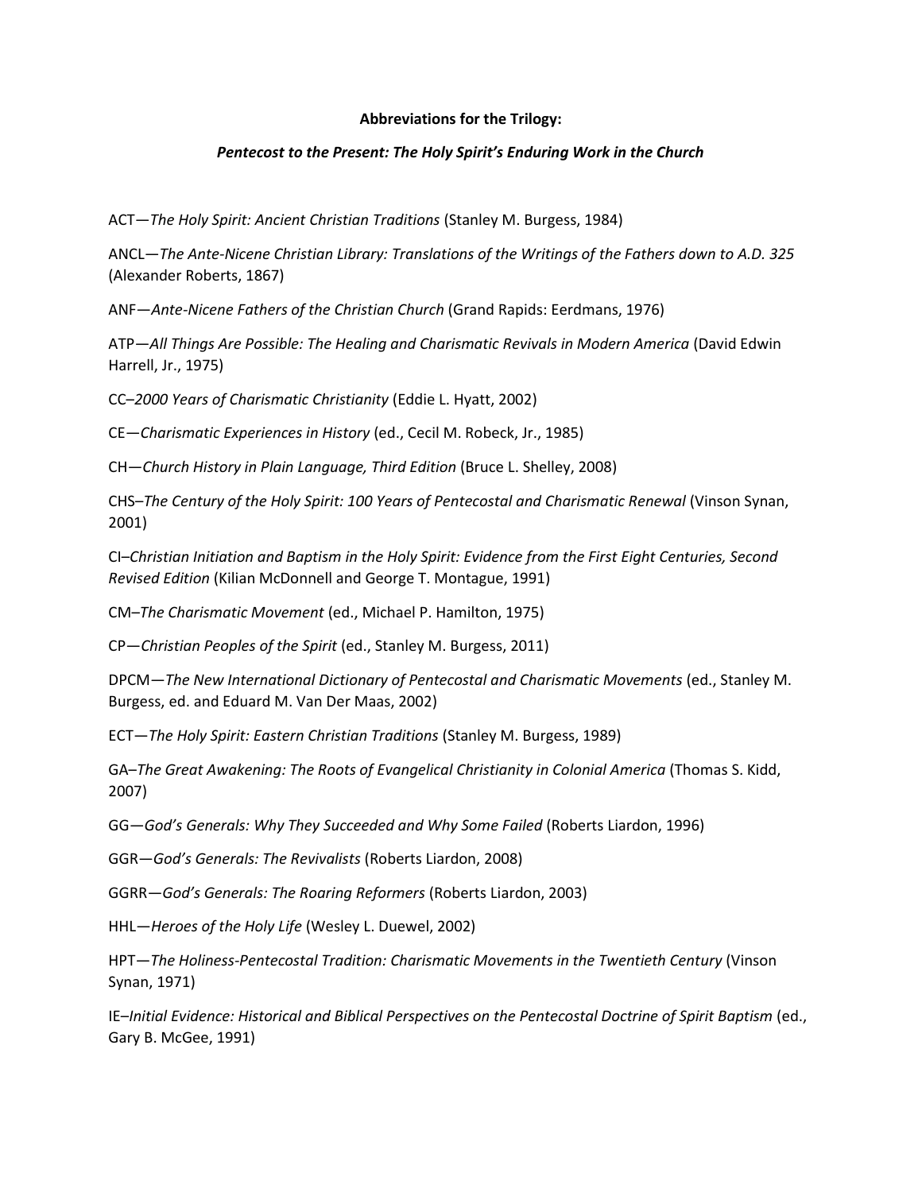**Abbreviations for the Trilogy:**

***Pentecost to the Present: The Holy Spirit's Enduring Work in the Church***

ACT—*The Holy Spirit: Ancient Christian Traditions* (Stanley M. Burgess, 1984)

ANCL—*The Ante-Nicene Christian Library: Translations of the Writings of the Fathers down to A.D. 325* (Alexander Roberts, 1867)

ANF—*Ante-Nicene Fathers of the Christian Church* (Grand Rapids: Eerdmans, 1976)

ATP—*All Things Are Possible: The Healing and Charismatic Revivals in Modern America* (David Edwin Harrell, Jr., 1975)

CC–*2000 Years of Charismatic Christianity* (Eddie L. Hyatt, 2002)

CE—*Charismatic Experiences in History* (ed., Cecil M. Robeck, Jr., 1985)

CH—*Church History in Plain Language, Third Edition* (Bruce L. Shelley, 2008)

CHS–*The Century of the Holy Spirit: 100 Years of Pentecostal and Charismatic Renewal* (Vinson Synan, 2001)

CI–*Christian Initiation and Baptism in the Holy Spirit: Evidence from the First Eight Centuries, Second Revised Edition* (Kilian McDonnell and George T. Montague, 1991)

CM–*The Charismatic Movement* (ed., Michael P. Hamilton, 1975)

CP—*Christian Peoples of the Spirit* (ed., Stanley M. Burgess, 2011)

DPCM—*The New International Dictionary of Pentecostal and Charismatic Movements* (ed., Stanley M. Burgess, ed. and Eduard M. Van Der Maas, 2002)

ECT—*The Holy Spirit: Eastern Christian Traditions* (Stanley M. Burgess, 1989)

GA–*The Great Awakening: The Roots of Evangelical Christianity in Colonial America* (Thomas S. Kidd, 2007)

GG—*God's Generals: Why They Succeeded and Why Some Failed* (Roberts Liardon, 1996)

GGR—*God's Generals: The Revivalists* (Roberts Liardon, 2008)

GGRR—*God's Generals: The Roaring Reformers* (Roberts Liardon, 2003)

HHL—*Heroes of the Holy Life* (Wesley L. Duewel, 2002)

HPT—*The Holiness-Pentecostal Tradition: Charismatic Movements in the Twentieth Century* (Vinson Synan, 1971)

IE–*Initial Evidence: Historical and Biblical Perspectives on the Pentecostal Doctrine of Spirit Baptism* (ed., Gary B. McGee, 1991)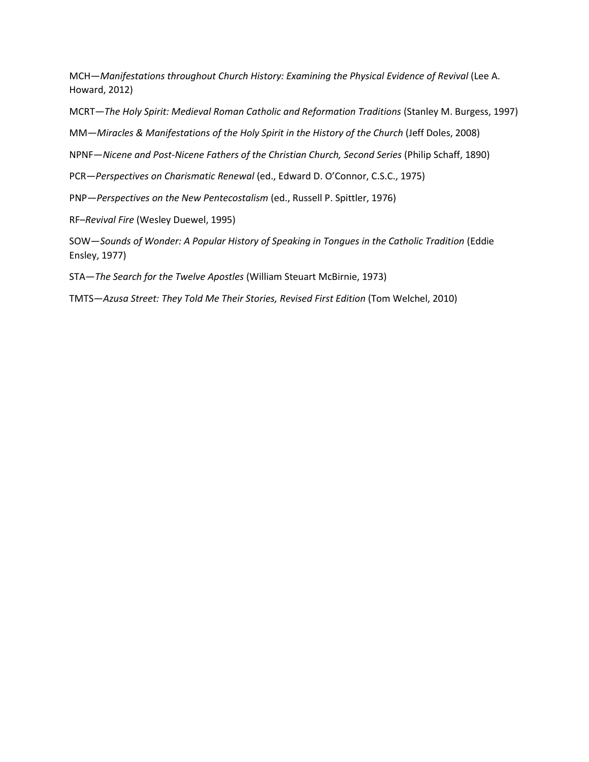MCH—*Manifestations throughout Church History: Examining the Physical Evidence of Revival* (Lee A. Howard, 2012)

MCRT—*The Holy Spirit: Medieval Roman Catholic and Reformation Traditions* (Stanley M. Burgess, 1997)

MM—*Miracles & Manifestations of the Holy Spirit in the History of the Church* (Jeff Doles, 2008)

NPNF—*Nicene and Post-Nicene Fathers of the Christian Church, Second Series* (Philip Schaff, 1890)

PCR—*Perspectives on Charismatic Renewal* (ed., Edward D. O'Connor, C.S.C., 1975)

PNP—*Perspectives on the New Pentecostalism* (ed., Russell P. Spittler, 1976)

RF–*Revival Fire* (Wesley Duewel, 1995)

SOW—*Sounds of Wonder: A Popular History of Speaking in Tongues in the Catholic Tradition* (Eddie Ensley, 1977)

STA—*The Search for the Twelve Apostles* (William Steuart McBirnie, 1973)

TMTS—*Azusa Street: They Told Me Their Stories, Revised First Edition* (Tom Welchel, 2010)